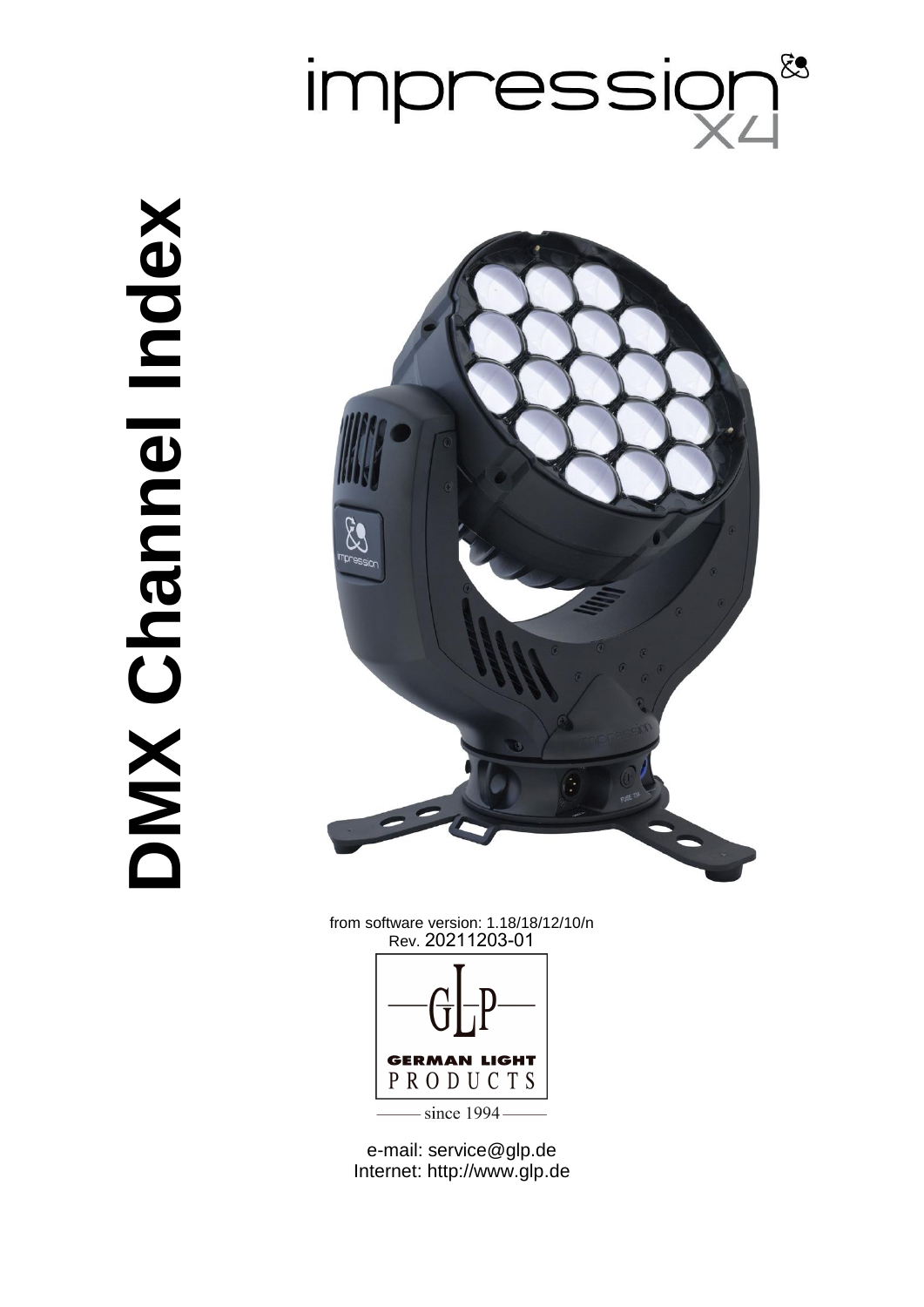# impression X4

# DMX Channel Index

from software version: 1.18/18/12/10/n

Rev. 20211203-01

GLP

GERMAN LIGHT PRODUCTS

since 1994

e-mail: service@glp.de

Internet: http://www.glp.de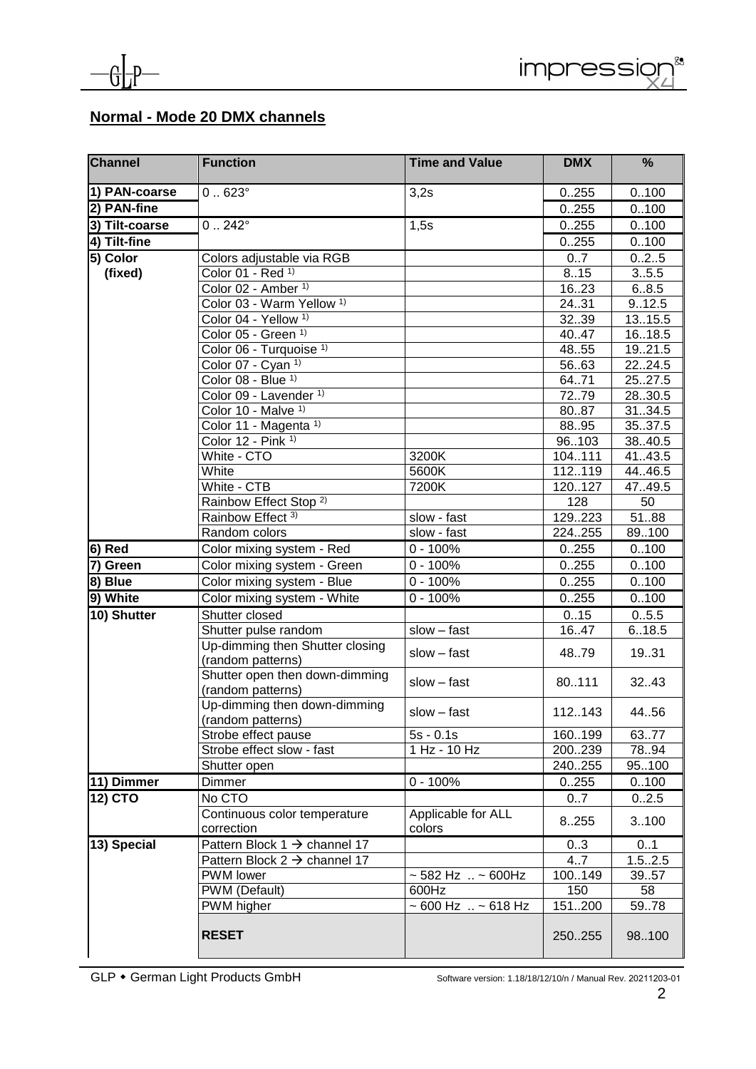## Normal - Mode 20 DMX channels

| Channel | Function | Time and Value | DMX | % |
|---|---|---|---|---|
| 1) PAN-coarse | 0 .. 623° | 3,2s | 0..255 | 0..100 |
| 2) PAN-fine | | | 0..255 | 0..100 |
| 3) Tilt-coarse | 0 .. 242° | 1,5s | 0..255 | 0..100 |
| 4) Tilt-fine | | | 0..255 | 0..100 |
| 5) Color (fixed) | Colors adjustable via RGB | | 0..7 | 0..2..5 |
| | Color 01 - Red [1)] | | 8..15 | 3..5.5 |
| | Color 02 - Amber [1)] | | 16..23 | 6..8.5 |
| | Color 03 - Warm Yellow [1)] | | 24..31 | 9..12.5 |
| | Color 04 - Yellow [1)] | | 32..39 | 13..15.5 |
| | Color 05 - Green [1)] | | 40..47 | 16..18.5 |
| | Color 06 - Turquoise [1)] | | 48..55 | 19..21.5 |
| | Color 07 - Cyan [1)] | | 56..63 | 22..24.5 |
| | Color 08 - Blue [1)] | | 64..71 | 25..27.5 |
| | Color 09 - Lavender [1)] | | 72..79 | 28..30.5 |
| | Color 10 - Malve [1)] | | 80..87 | 31..34.5 |
| | Color 11 - Magenta [1)] | | 88..95 | 35..37.5 |
| | Color 12 - Pink [1)] | | 96..103 | 38..40.5 |
| | White - CTO | 3200K | 104..111 | 41..43.5 |
| | White | 5600K | 112..119 | 44..46.5 |
| | White - CTB | 7200K | 120..127 | 47..49.5 |
| | Rainbow Effect Stop [2)] | | 128 | 50 |
| | Rainbow Effect [3)] | slow - fast | 129..223 | 51..88 |
| | Random colors | slow - fast | 224..255 | 89..100 |
| 6) Red | Color mixing system - Red | 0 - 100% | 0..255 | 0..100 |
| 7) Green | Color mixing system - Green | 0 - 100% | 0..255 | 0..100 |
| 8) Blue | Color mixing system - Blue | 0 - 100% | 0..255 | 0..100 |
| 9) White | Color mixing system - White | 0 - 100% | 0..255 | 0..100 |
| 10) Shutter | Shutter closed | | 0..15 | 0..5.5 |
| | Shutter pulse random | slow – fast | 16..47 | 6..18.5 |
| | Up-dimming then Shutter closing (random patterns) | slow – fast | 48..79 | 19..31 |
| | Shutter open then down-dimming (random patterns) | slow – fast | 80..111 | 32..43 |
| | Up-dimming then down-dimming (random patterns) | slow – fast | 112..143 | 44..56 |
| | Strobe effect pause | 5s - 0.1s | 160..199 | 63..77 |
| | Strobe effect slow - fast | 1 Hz - 10 Hz | 200..239 | 78..94 |
| | Shutter open | | 240..255 | 95..100 |
| 11) Dimmer | Dimmer | 0 - 100% | 0..255 | 0..100 |
| 12) CTO | No CTO | | 0..7 | 0..2.5 |
| | Continuous color temperature correction | Applicable for ALL colors | 8..255 | 3..100 |
| 13) Special | Pattern Block 1 → channel 17 | | 0..3 | 0..1 |
| | Pattern Block 2 → channel 17 | | 4..7 | 1.5..2.5 |
| | PWM lower | ~ 582 Hz .. ~ 600Hz | 100..149 | 39..57 |
| | PWM (Default) | 600Hz | 150 | 58 |
| | PWM higher | ~ 600 Hz .. ~ 618 Hz | 151..200 | 59..78 |
| | **RESET** | | 250..255 | 98..100 |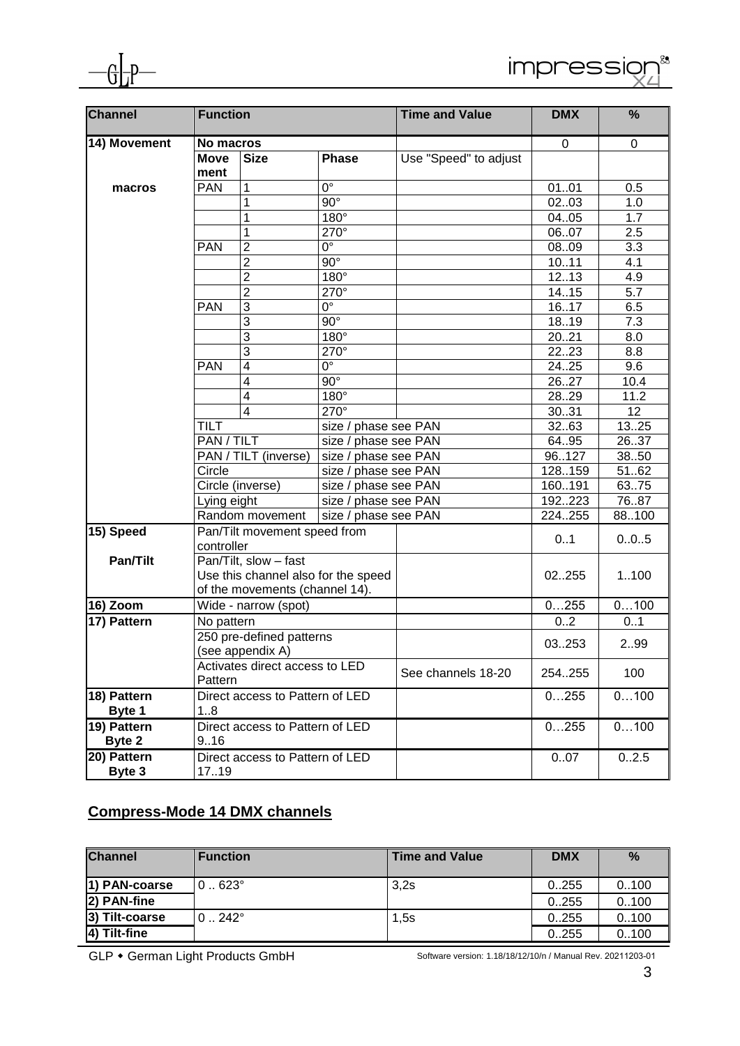| Channel | Function | | | Time and Value | DMX | % |
|---|---|---|---|---|---|---|
| 14) Movement | No macros | | | | 0 | 0 |
| | Move ment | Size | Phase | Use "Speed" to adjust | | |
| macros | PAN | 1 | 0° | | 01..01 | 0.5 |
| | | 1 | 90° | | 02..03 | 1.0 |
| | | 1 | 180° | | 04..05 | 1.7 |
| | | 1 | 270° | | 06..07 | 2.5 |
| | PAN | 2 | 0° | | 08..09 | 3.3 |
| | | 2 | 90° | | 10..11 | 4.1 |
| | | 2 | 180° | | 12..13 | 4.9 |
| | | 2 | 270° | | 14..15 | 5.7 |
| | PAN | 3 | 0° | | 16..17 | 6.5 |
| | | 3 | 90° | | 18..19 | 7.3 |
| | | 3 | 180° | | 20..21 | 8.0 |
| | | 3 | 270° | | 22..23 | 8.8 |
| | PAN | 4 | 0° | | 24..25 | 9.6 |
| | | 4 | 90° | | 26..27 | 10.4 |
| | | 4 | 180° | | 28..29 | 11.2 |
| | | 4 | 270° | | 30..31 | 12 |
| | TILT | | size / phase see PAN | | 32..63 | 13..25 |
| | PAN / TILT | | size / phase see PAN | | 64..95 | 26..37 |
| | PAN / TILT (inverse) | | size / phase see PAN | | 96..127 | 38..50 |
| | Circle | | size / phase see PAN | | 128..159 | 51..62 |
| | Circle (inverse) | | size / phase see PAN | | 160..191 | 63..75 |
| | Lying eight | | size / phase see PAN | | 192..223 | 76..87 |
| | Random movement | | size / phase see PAN | | 224..255 | 88..100 |
| 15) Speed | Pan/Tilt movement speed from controller | | | | 0..1 | 0..0..5 |
| Pan/Tilt | Pan/Tilt, slow – fast Use this channel also for the speed of the movements (channel 14). | | | | 02..255 | 1..100 |
| 16) Zoom | Wide - narrow (spot) | | | | 0…255 | 0…100 |
| 17) Pattern | No pattern | | | | 0..2 | 0..1 |
| | 250 pre-defined patterns (see appendix A) | | | | 03..253 | 2..99 |
| | Activates direct access to LED Pattern | | | See channels 18-20 | 254..255 | 100 |
| 18) Pattern Byte 1 | Direct access to Pattern of LED 1..8 | | | | 0…255 | 0…100 |
| 19) Pattern Byte 2 | Direct access to Pattern of LED 9..16 | | | | 0…255 | 0…100 |
| 20) Pattern Byte 3 | Direct access to Pattern of LED 17..19 | | | | 0..07 | 0..2.5 |

## Compress-Mode 14 DMX channels

| Channel | Function | Time and Value | DMX | % |
|---|---|---|---|---|
| 1) PAN-coarse | 0 .. 623° | 3,2s | 0..255 | 0..100 |
| 2) PAN-fine | | | 0..255 | 0..100 |
| 3) Tilt-coarse | 0 .. 242° | 1,5s | 0..255 | 0..100 |
| 4) Tilt-fine | | | 0..255 | 0..100 |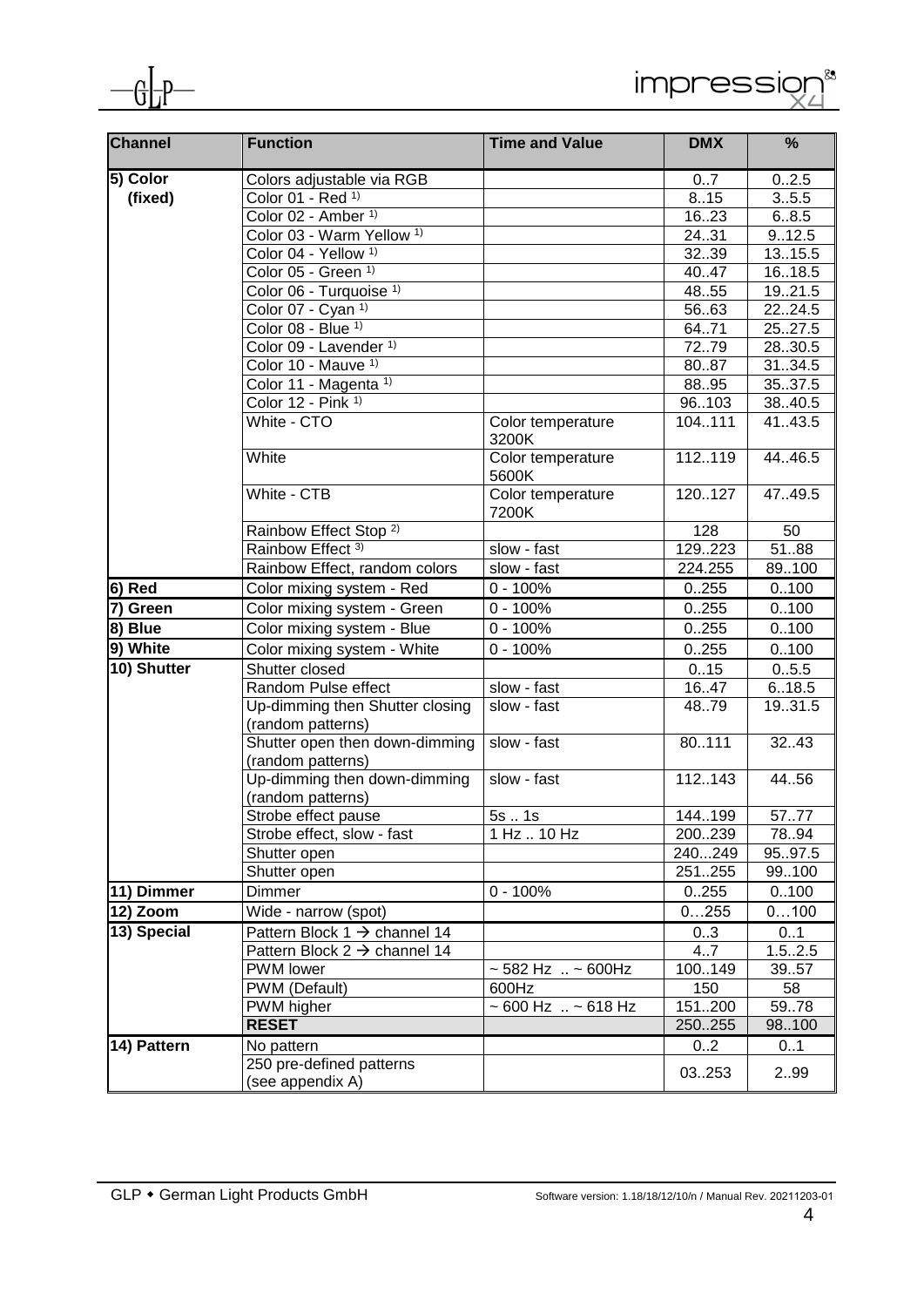| Channel | Function | Time and Value | DMX | % |
|---|---|---|---|---|
| 5) Color (fixed) | Colors adjustable via RGB | | 0..7 | 0..2.5 |
| | Color 01 - Red [1)] | | 8..15 | 3..5.5 |
| | Color 02 - Amber [1)] | | 16..23 | 6..8.5 |
| | Color 03 - Warm Yellow [1)] | | 24..31 | 9..12.5 |
| | Color 04 - Yellow [1)] | | 32..39 | 13..15.5 |
| | Color 05 - Green [1)] | | 40..47 | 16..18.5 |
| | Color 06 - Turquoise [1)] | | 48..55 | 19..21.5 |
| | Color 07 - Cyan [1)] | | 56..63 | 22..24.5 |
| | Color 08 - Blue [1)] | | 64..71 | 25..27.5 |
| | Color 09 - Lavender [1)] | | 72..79 | 28..30.5 |
| | Color 10 - Mauve [1)] | | 80..87 | 31..34.5 |
| | Color 11 - Magenta [1)] | | 88..95 | 35..37.5 |
| | Color 12 - Pink [1)] | | 96..103 | 38..40.5 |
| | White - CTO | Color temperature 3200K | 104..111 | 41..43.5 |
| | White | Color temperature 5600K | 112..119 | 44..46.5 |
| | White - CTB | Color temperature 7200K | 120..127 | 47..49.5 |
| | Rainbow Effect Stop [2)] | | 128 | 50 |
| | Rainbow Effect [3)] | slow - fast | 129..223 | 51..88 |
| | Rainbow Effect, random colors | slow - fast | 224.255 | 89..100 |
| 6) Red | Color mixing system - Red | 0 - 100% | 0..255 | 0..100 |
| 7) Green | Color mixing system - Green | 0 - 100% | 0..255 | 0..100 |
| 8) Blue | Color mixing system - Blue | 0 - 100% | 0..255 | 0..100 |
| 9) White | Color mixing system - White | 0 - 100% | 0..255 | 0..100 |
| 10) Shutter | Shutter closed | | 0..15 | 0..5.5 |
| | Random Pulse effect | slow - fast | 16..47 | 6..18.5 |
| | Up-dimming then Shutter closing (random patterns) | slow - fast | 48..79 | 19..31.5 |
| | Shutter open then down-dimming (random patterns) | slow - fast | 80..111 | 32..43 |
| | Up-dimming then down-dimming (random patterns) | slow - fast | 112..143 | 44..56 |
| | Strobe effect pause | 5s .. 1s | 144..199 | 57..77 |
| | Strobe effect, slow - fast | 1 Hz .. 10 Hz | 200..239 | 78..94 |
| | Shutter open | | 240...249 | 95..97.5 |
| | Shutter open | | 251..255 | 99..100 |
| 11) Dimmer | Dimmer | 0 - 100% | 0..255 | 0..100 |
| 12) Zoom | Wide - narrow (spot) | | 0…255 | 0…100 |
| 13) Special | Pattern Block 1 → channel 14 | | 0..3 | 0..1 |
| | Pattern Block 2 → channel 14 | | 4..7 | 1.5..2.5 |
| | PWM lower | ~ 582 Hz .. ~ 600Hz | 100..149 | 39..57 |
| | PWM (Default) | 600Hz | 150 | 58 |
| | PWM higher | ~ 600 Hz .. ~ 618 Hz | 151..200 | 59..78 |
| | **RESET** | | 250..255 | 98..100 |
| 14) Pattern | No pattern | | 0..2 | 0..1 |
| | 250 pre-defined patterns (see appendix A) | | 03..253 | 2..99 |

GLP • German Light Products GmbH

Software version: 1.18/18/12/10/n / Manual Rev. 20211203-01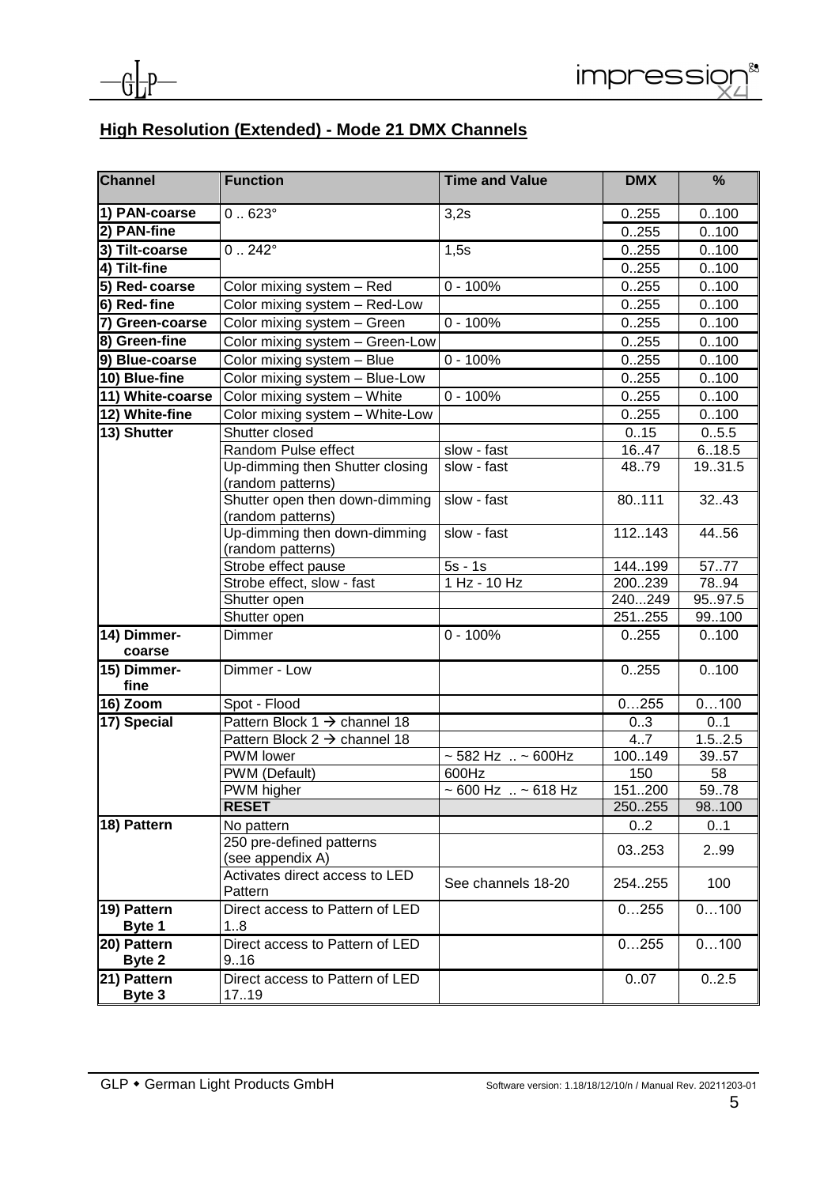## High Resolution (Extended) - Mode 21 DMX Channels

| Channel | Function | Time and Value | DMX | % |
|---|---|---|---|---|
| 1) PAN-coarse | 0 .. 623° | 3,2s | 0..255 | 0..100 |
| 2) PAN-fine | | | 0..255 | 0..100 |
| 3) Tilt-coarse | 0 .. 242° | 1,5s | 0..255 | 0..100 |
| 4) Tilt-fine | | | 0..255 | 0..100 |
| 5) Red-coarse | Color mixing system – Red | 0 - 100% | 0..255 | 0..100 |
| 6) Red-fine | Color mixing system – Red-Low | | 0..255 | 0..100 |
| 7) Green-coarse | Color mixing system – Green | 0 - 100% | 0..255 | 0..100 |
| 8) Green-fine | Color mixing system – Green-Low | | 0..255 | 0..100 |
| 9) Blue-coarse | Color mixing system – Blue | 0 - 100% | 0..255 | 0..100 |
| 10) Blue-fine | Color mixing system – Blue-Low | | 0..255 | 0..100 |
| 11) White-coarse | Color mixing system – White | 0 - 100% | 0..255 | 0..100 |
| 12) White-fine | Color mixing system – White-Low | | 0..255 | 0..100 |
| 13) Shutter | Shutter closed | | 0..15 | 0..5.5 |
| | Random Pulse effect | slow - fast | 16..47 | 6..18.5 |
| | Up-dimming then Shutter closing (random patterns) | slow - fast | 48..79 | 19..31.5 |
| | Shutter open then down-dimming (random patterns) | slow - fast | 80..111 | 32..43 |
| | Up-dimming then down-dimming (random patterns) | slow - fast | 112..143 | 44..56 |
| | Strobe effect pause | 5s - 1s | 144..199 | 57..77 |
| | Strobe effect, slow - fast | 1 Hz - 10 Hz | 200..239 | 78..94 |
| | Shutter open | | 240...249 | 95..97.5 |
| | Shutter open | | 251..255 | 99..100 |
| 14) Dimmer-coarse | Dimmer | 0 - 100% | 0..255 | 0..100 |
| 15) Dimmer-fine | Dimmer - Low | | 0..255 | 0..100 |
| 16) Zoom | Spot - Flood | | 0…255 | 0…100 |
| 17) Special | Pattern Block 1 → channel 18 | | 0..3 | 0..1 |
| | Pattern Block 2 → channel 18 | | 4..7 | 1.5..2.5 |
| | PWM lower | ~ 582 Hz .. ~ 600Hz | 100..149 | 39..57 |
| | PWM (Default) | 600Hz | 150 | 58 |
| | PWM higher | ~ 600 Hz .. ~ 618 Hz | 151..200 | 59..78 |
| | **RESET** | | 250..255 | 98..100 |
| 18) Pattern | No pattern | | 0..2 | 0..1 |
| | 250 pre-defined patterns (see appendix A) | | 03..253 | 2..99 |
| | Activates direct access to LED Pattern | See channels 18-20 | 254..255 | 100 |
| 19) Pattern Byte 1 | Direct access to Pattern of LED 1..8 | | 0…255 | 0…100 |
| 20) Pattern Byte 2 | Direct access to Pattern of LED 9..16 | | 0…255 | 0…100 |
| 21) Pattern Byte 3 | Direct access to Pattern of LED 17..19 | | 0..07 | 0..2.5 |

GLP • German Light Products GmbH

Software version: 1.18/18/12/10/n / Manual Rev. 20211203-01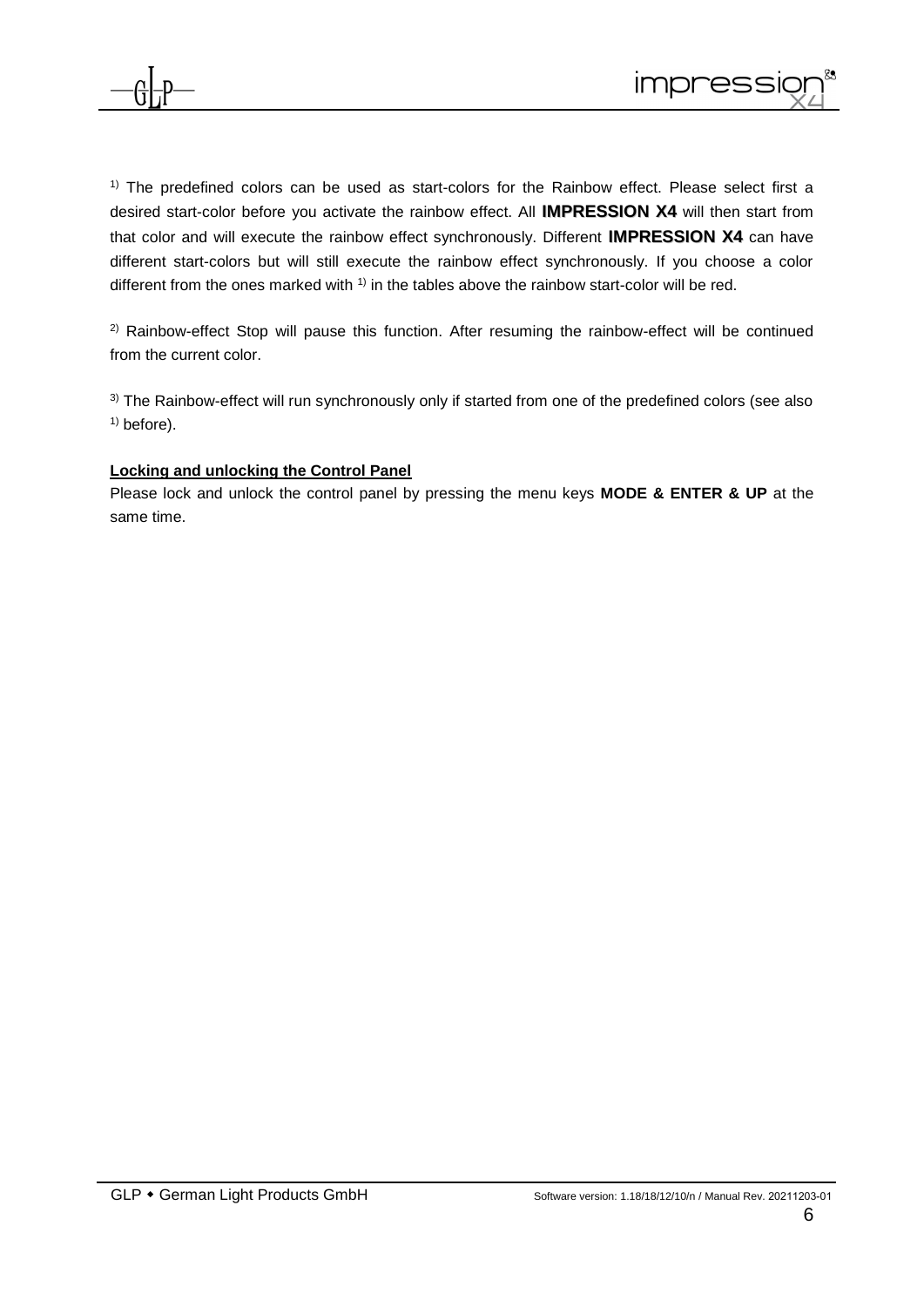[1)] The predefined colors can be used as start-colors for the Rainbow effect. Please select first a desired start-color before you activate the rainbow effect. All **IMPRESSION X4** will then start from that color and will execute the rainbow effect synchronously. Different **IMPRESSION X4** can have different start-colors but will still execute the rainbow effect synchronously. If you choose a color different from the ones marked with [1)] in the tables above the rainbow start-color will be red.

[2)] Rainbow-effect Stop will pause this function. After resuming the rainbow-effect will be continued from the current color.

[3)] The Rainbow-effect will run synchronously only if started from one of the predefined colors (see also [1)] before).

**Locking and unlocking the Control Panel**

Please lock and unlock the control panel by pressing the menu keys **MODE & ENTER & UP** at the same time.